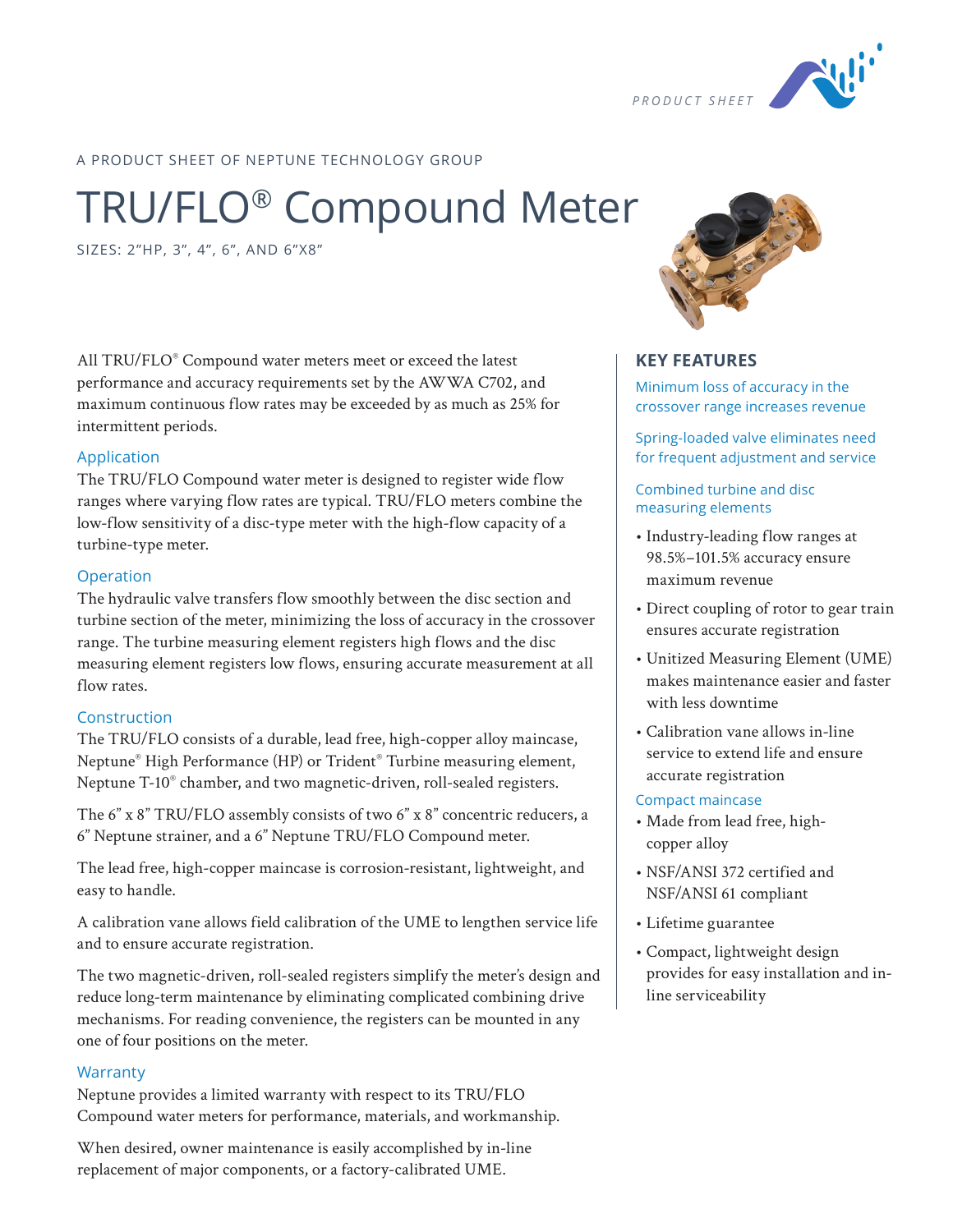PRODUCT SHEET

A PRODUCT SHEET OF NEPTUNE TECHNOLOGY GROUP

# TRU/FLO® Compound Meter

SIZES: 2"HP, 3", 4", 6", AND 6"X8"

All TRU/FLO® Compound water meters meet or exceed the latest performance and accuracy requirements set by the AWWA C702, and maximum continuous flow rates may be exceeded by as much as 25% for intermittent periods.

## Application

The TRU/FLO Compound water meter is designed to register wide flow ranges where varying flow rates are typical. TRU/FLO meters combine the low-flow sensitivity of a disc-type meter with the high-flow capacity of a turbine-type meter.

## Operation

The hydraulic valve transfers flow smoothly between the disc section and turbine section of the meter, minimizing the loss of accuracy in the crossover range. The turbine measuring element registers high flows and the disc measuring element registers low flows, ensuring accurate measurement at all flow rates.

## Construction

The TRU/FLO consists of a durable, lead free, high-copper alloy maincase, Neptune® High Performance (HP) or Trident® Turbine measuring element, Neptune T-10® chamber, and two magnetic-driven, roll-sealed registers.

The 6" x 8" TRU/FLO assembly consists of two 6" x 8" concentric reducers, a 6" Neptune strainer, and a 6" Neptune TRU/FLO Compound meter.

The lead free, high-copper maincase is corrosion-resistant, lightweight, and easy to handle.

A calibration vane allows field calibration of the UME to lengthen service life and to ensure accurate registration.

The two magnetic-driven, roll-sealed registers simplify the meter's design and reduce long-term maintenance by eliminating complicated combining drive mechanisms. For reading convenience, the registers can be mounted in any one of four positions on the meter.

## Warranty

Neptune provides a limited warranty with respect to its TRU/FLO Compound water meters for performance, materials, and workmanship.

When desired, owner maintenance is easily accomplished by in-line replacement of major components, or a factory-calibrated UME.

## KEY FEATURES

### Minimum loss of accuracy in the crossover range increases revenue

### Spring-loaded valve eliminates need for frequent adjustment and service

### Combined turbine and disc measuring elements

- Industry-leading flow ranges at 98.5%–101.5% accuracy ensure maximum revenue
- Direct coupling of rotor to gear train ensures accurate registration
- Unitized Measuring Element (UME) makes maintenance easier and faster with less downtime
- Calibration vane allows in-line service to extend life and ensure accurate registration

### Compact maincase

- Made from lead free, high-copper alloy
- NSF/ANSI 372 certified and NSF/ANSI 61 compliant
- Lifetime guarantee
- Compact, lightweight design provides for easy installation and in-line serviceability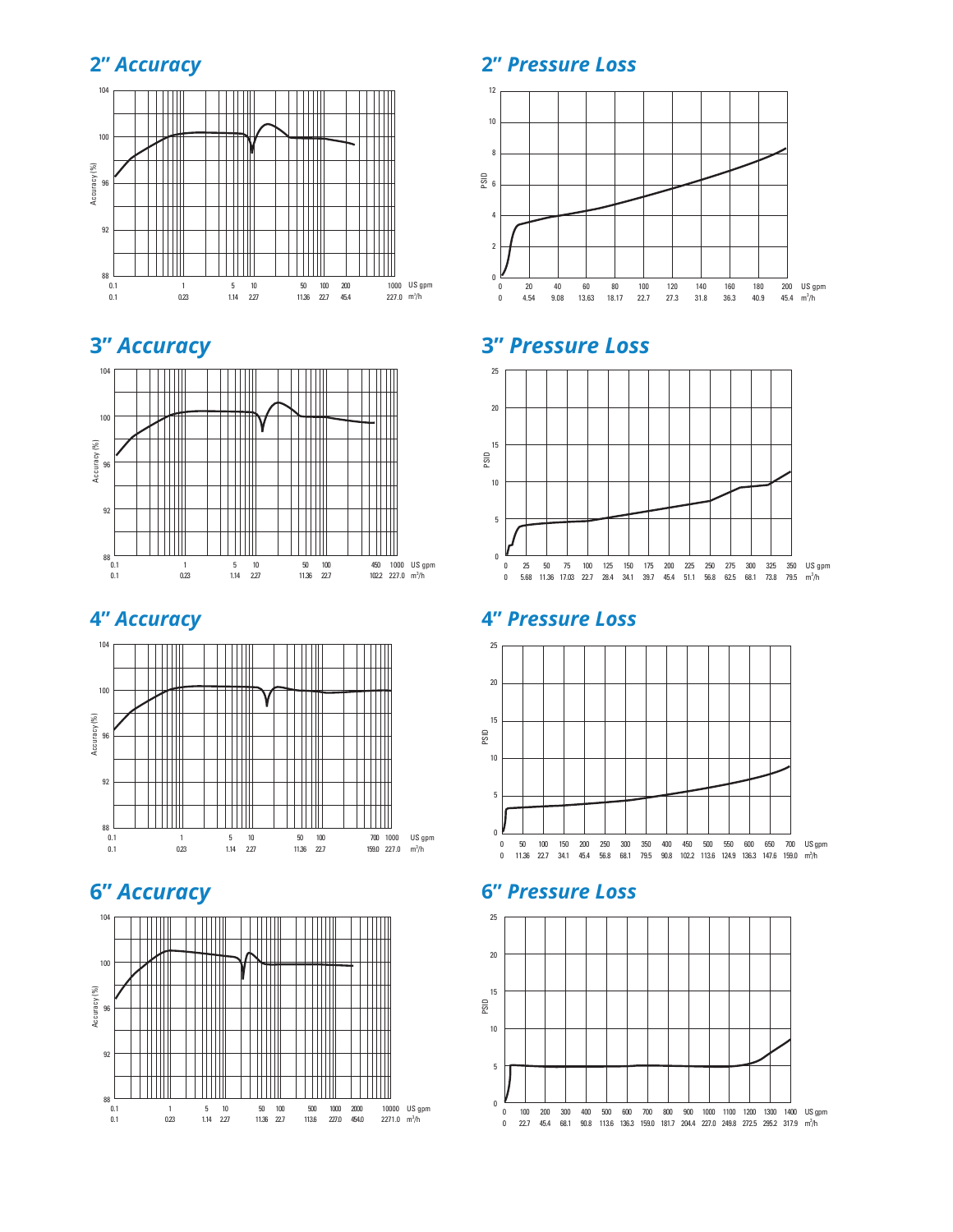## 2" Accuracy

Accuracy (%)

104, 100, 96, 92, 88

0.1, 1, 5, 10, 50, 100, 200, 1000 US gpm

0.1, 0.23, 1.14, 2.27, 11.36, 22.7, 45.4, 227.0 $m^3/h$

## 2" Pressure Loss

PSID

12, 10, 8, 6, 4, 2, 0

0, 20, 40, 60, 80, 100, 120, 140, 160, 180, 200 US gpm

0, 4.54, 9.08, 13.63, 18.17, 22.7, 27.3, 31.8, 36.3, 40.9, 45.4 $m^3/h$

## 3" Accuracy

Accuracy (%)

104, 100, 96, 92, 88

0.1, 1, 5, 10, 50, 100, 450, 1000 US gpm

0.1, 0.23, 1.14, 2.27, 11.36, 22.7, 102.2, 227.0 $m^3/h$

## 3" Pressure Loss

PSID

25, 20, 15, 10, 5, 0

0, 25, 50, 75, 100, 125, 150, 175, 200, 225, 250, 275, 300, 325, 350 US gpm

0, 5.68, 11.36, 17.03, 22.7, 28.4, 34.1, 39.7, 45.4, 51.1, 56.8, 62.5, 68.1, 73.8, 79.5 $m^3/h$

## 4" Accuracy

Accuracy (%)

104, 100, 96, 92, 88

0.1, 1, 5, 10, 50, 100, 700, 1000 US gpm

0.1, 0.23, 1.14, 2.27, 11.36, 22.7, 159.0, 227.0 $m^3/h$

## 4" Pressure Loss

PSID

25, 20, 15, 10, 5, 0

0, 50, 100, 150, 200, 250, 300, 350, 400, 450, 500, 550, 600, 650, 700 US gpm

0, 11.36, 22.7, 34.1, 45.4, 56.8, 68.1, 79.5, 90.8, 102.2, 113.6, 124.9, 136.3, 147.6, 159.0 $m^3/h$

## 6" Accuracy

Accuracy (%)

104, 100, 96, 92, 88

0.1, 1, 5, 10, 50, 100, 500, 1000, 2000, 10000 US gpm

0.1, 0.23, 1.14, 2.27, 11.36, 22.7, 113.6, 227.0, 454.0, 2271.0 $m^3/h$

## 6" Pressure Loss

PSID

25, 20, 15, 10, 5, 0

0, 100, 200, 300, 400, 500, 600, 700, 800, 900, 1000, 1100, 1200, 1300, 1400 US gpm

0, 22.7, 45.4, 68.1, 90.8, 113.6, 136.3, 159.0, 181.7, 204.4, 227.0, 249.8, 272.5, 295.2, 317.9 $m^3/h$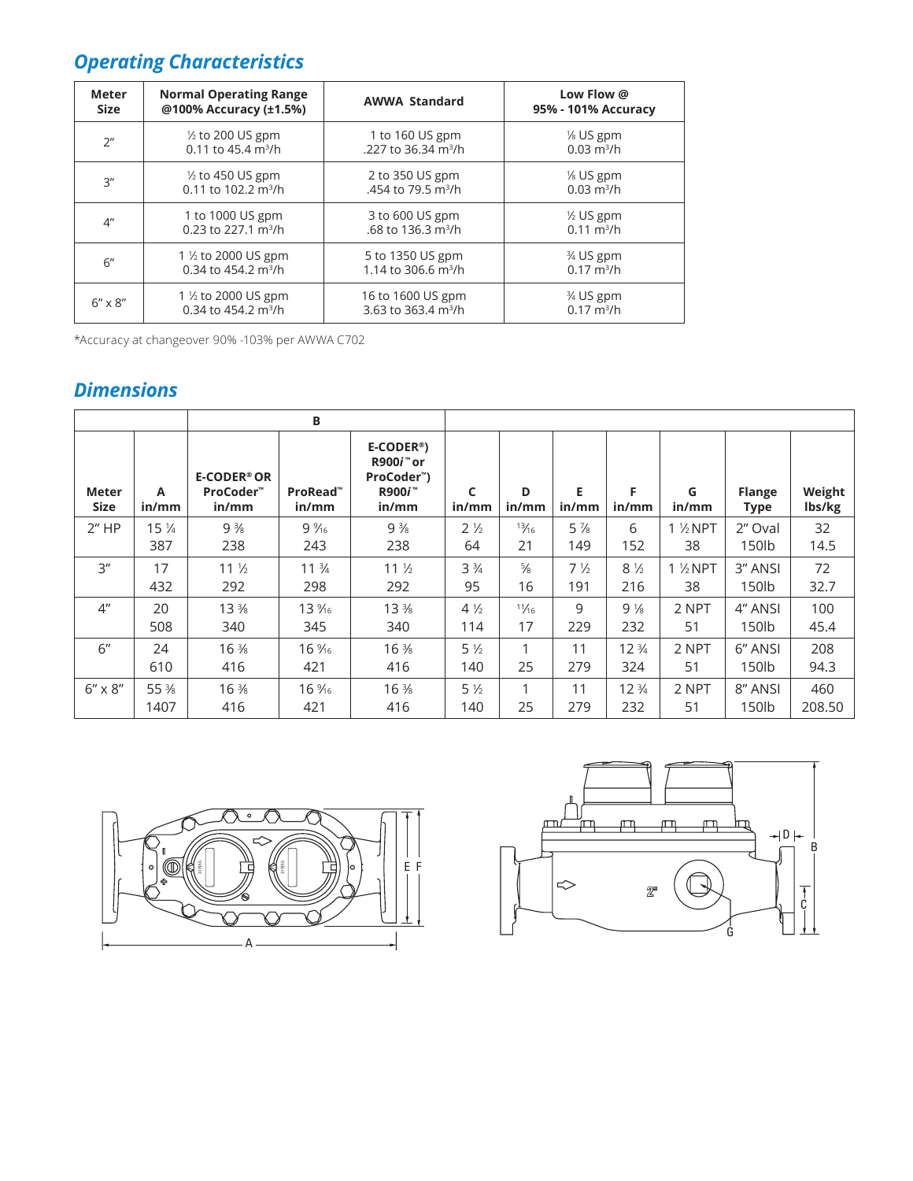## Operating Characteristics

| Meter Size | Normal Operating Range @100% Accuracy (±1.5%) | AWWA Standard | Low Flow @ 95% - 101% Accuracy |
|---|---|---|---|
| 2" | ½ to 200 US gpm<br>0.11 to 45.4 m³/h | 1 to 160 US gpm<br>.227 to 36.34 m³/h | ⅛ US gpm<br>0.03 m³/h |
| 3" | ½ to 450 US gpm<br>0.11 to 102.2 m³/h | 2 to 350 US gpm<br>.454 to 79.5 m³/h | ⅛ US gpm<br>0.03 m³/h |
| 4" | 1 to 1000 US gpm<br>0.23 to 227.1 m³/h | 3 to 600 US gpm<br>.68 to 136.3 m³/h | ½ US gpm<br>0.11 m³/h |
| 6" | 1 ½ to 2000 US gpm<br>0.34 to 454.2 m³/h | 5 to 1350 US gpm<br>1.14 to 306.6 m³/h | ¾ US gpm<br>0.17 m³/h |
| 6" x 8" | 1 ½ to 2000 US gpm<br>0.34 to 454.2 m³/h | 16 to 1600 US gpm<br>3.63 to 363.4 m³/h | ¾ US gpm<br>0.17 m³/h |

*Accuracy at changeover 90% -103% per AWWA C702

## Dimensions

| | | B | | | | | | | | | |
|---|---|---|---|---|---|---|---|---|---|---|---|
| Meter Size | A in/mm | E-CODER® OR ProCoder™ in/mm | ProRead™ in/mm | E-CODER®) R900*i*™ or ProCoder™) R900*i*™ in/mm | C in/mm | D in/mm | E in/mm | F in/mm | G in/mm | Flange Type | Weight lbs/kg |
| 2" HP | 15 ¼<br>387 | 9 ⅜<br>238 | 9 ⁹⁄₁₆<br>243 | 9 ⅜<br>238 | 2 ½<br>64 | ¹³⁄₁₆<br>21 | 5 ⅞<br>149 | 6<br>152 | 1 ½ NPT<br>38 | 2" Oval<br>150lb | 32<br>14.5 |
| 3" | 17<br>432 | 11 ½<br>292 | 11 ¾<br>298 | 11 ½<br>292 | 3 ¾<br>95 | ⅝<br>16 | 7 ½<br>191 | 8 ½<br>216 | 1 ½ NPT<br>38 | 3" ANSI<br>150lb | 72<br>32.7 |
| 4" | 20<br>508 | 13 ⅜<br>340 | 13 ⁹⁄₁₆<br>345 | 13 ⅜<br>340 | 4 ½<br>114 | ¹¹⁄₁₆<br>17 | 9<br>229 | 9 ⅛<br>232 | 2 NPT<br>51 | 4" ANSI<br>150lb | 100<br>45.4 |
| 6" | 24<br>610 | 16 ⅜<br>416 | 16 ⁹⁄₁₆<br>421 | 16 ⅜<br>416 | 5 ½<br>140 | 1<br>25 | 11<br>279 | 12 ¾<br>324 | 2 NPT<br>51 | 6" ANSI<br>150lb | 208<br>94.3 |
| 6" x 8" | 55 ⅜<br>1407 | 16 ⅜<br>416 | 16 ⁹⁄₁₆<br>421 | 16 ⅜<br>416 | 5 ½<br>140 | 1<br>25 | 11<br>279 | 12 ¾<br>232 | 2 NPT<br>51 | 8" ANSI<br>150lb | 460<br>208.50 |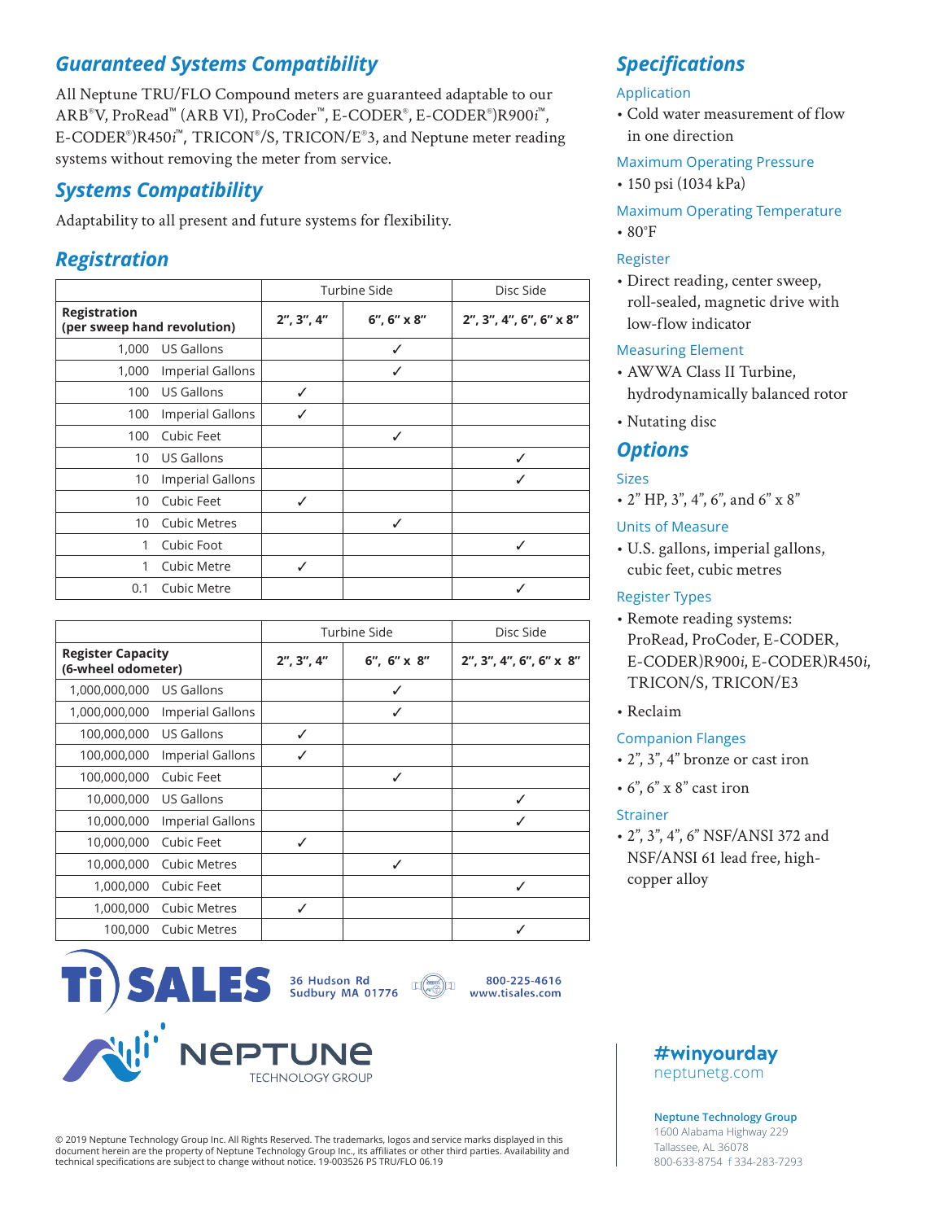## Guaranteed Systems Compatibility

All Neptune TRU/FLO Compound meters are guaranteed adaptable to our ARB®V, ProRead™ (ARB VI), ProCoder™, E-CODER®, E-CODER®)R900*i*™, E-CODER®)R450*i*™, TRICON®/S, TRICON/E®3, and Neptune meter reading systems without removing the meter from service.

## Systems Compatibility

Adaptability to all present and future systems for flexibility.

## Registration

| | Turbine Side | | Disc Side |
|---|---|---|---|
| **Registration (per sweep hand revolution)** | **2", 3", 4"** | **6", 6" x 8"** | **2", 3", 4", 6", 6" x 8"** |
| 1,000 US Gallons | | ✓ | |
| 1,000 Imperial Gallons | | ✓ | |
| 100 US Gallons | ✓ | | |
| 100 Imperial Gallons | ✓ | | |
| 100 Cubic Feet | | ✓ | |
| 10 US Gallons | | | ✓ |
| 10 Imperial Gallons | | | ✓ |
| 10 Cubic Feet | ✓ | | |
| 10 Cubic Metres | | ✓ | |
| 1 Cubic Foot | | | ✓ |
| 1 Cubic Metre | ✓ | | |
| 0.1 Cubic Metre | | | ✓ |

| | Turbine Side | | Disc Side |
|---|---|---|---|
| **Register Capacity (6-wheel odometer)** | **2", 3", 4"** | **6", 6" x 8"** | **2", 3", 4", 6", 6" x 8"** |
| 1,000,000,000 US Gallons | | ✓ | |
| 1,000,000,000 Imperial Gallons | | ✓ | |
| 100,000,000 US Gallons | ✓ | | |
| 100,000,000 Imperial Gallons | ✓ | | |
| 100,000,000 Cubic Feet | | ✓ | |
| 10,000,000 US Gallons | | | ✓ |
| 10,000,000 Imperial Gallons | | | ✓ |
| 10,000,000 Cubic Feet | ✓ | | |
| 10,000,000 Cubic Metres | | ✓ | |
| 1,000,000 Cubic Feet | | | ✓ |
| 1,000,000 Cubic Metres | ✓ | | |
| 100,000 Cubic Metres | | | ✓ |

## Specifications

### Application
- Cold water measurement of flow in one direction

### Maximum Operating Pressure
- 150 psi (1034 kPa)

### Maximum Operating Temperature
- 80°F

### Register
- Direct reading, center sweep, roll-sealed, magnetic drive with low-flow indicator

### Measuring Element
- AWWA Class II Turbine, hydrodynamically balanced rotor
- Nutating disc

## Options

### Sizes
- 2" HP, 3", 4", 6", and 6" x 8"

### Units of Measure
- U.S. gallons, imperial gallons, cubic feet, cubic metres

### Register Types
- Remote reading systems: ProRead, ProCoder, E-CODER, E-CODER)R900*i*, E-CODER)R450*i*, TRICON/S, TRICON/E3
- Reclaim

### Companion Flanges
- 2", 3", 4" bronze or cast iron
- 6", 6" x 8" cast iron

### Strainer
- 2", 3", 4", 6" NSF/ANSI 372 and NSF/ANSI 61 lead free, high-copper alloy

Ti) SALES
36 Hudson Rd
Sudbury MA 01776
800-225-4616
www.tisales.com

NEPTUNE TECHNOLOGY GROUP

#winyourday
neptunetg.com

**Neptune Technology Group**
1600 Alabama Highway 229
Tallassee, AL 36078
800-633-8754 f 334-283-7293

© 2019 Neptune Technology Group Inc. All Rights Reserved. The trademarks, logos and service marks displayed in this document herein are the property of Neptune Technology Group Inc., its affiliates or other third parties. Availability and technical specifications are subject to change without notice. 19-003526 PS TRU/FLO 06.19